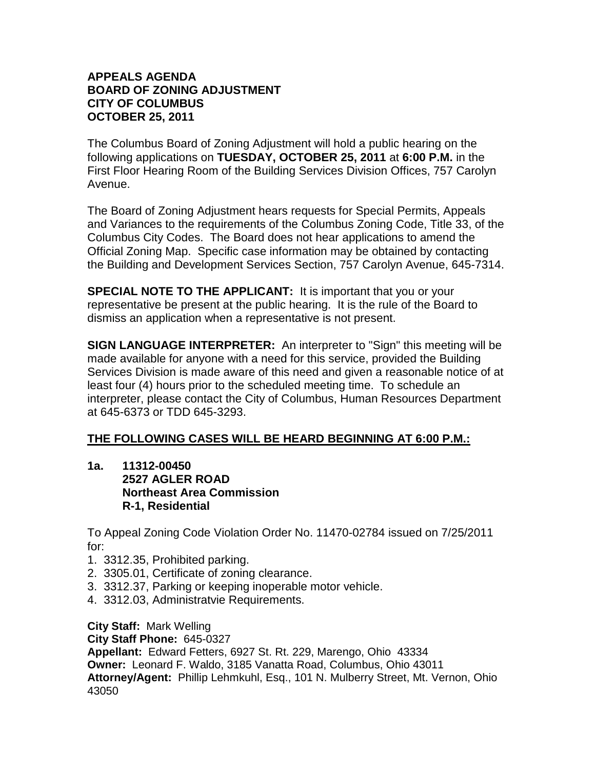**APPEALS AGENDA**
**BOARD OF ZONING ADJUSTMENT**
**CITY OF COLUMBUS**
**OCTOBER 25, 2011**

The Columbus Board of Zoning Adjustment will hold a public hearing on the following applications on **TUESDAY, OCTOBER 25, 2011** at **6:00 P.M.** in the First Floor Hearing Room of the Building Services Division Offices, 757 Carolyn Avenue.

The Board of Zoning Adjustment hears requests for Special Permits, Appeals and Variances to the requirements of the Columbus Zoning Code, Title 33, of the Columbus City Codes. The Board does not hear applications to amend the Official Zoning Map. Specific case information may be obtained by contacting the Building and Development Services Section, 757 Carolyn Avenue, 645-7314.

**SPECIAL NOTE TO THE APPLICANT:** It is important that you or your representative be present at the public hearing. It is the rule of the Board to dismiss an application when a representative is not present.

**SIGN LANGUAGE INTERPRETER:** An interpreter to "Sign" this meeting will be made available for anyone with a need for this service, provided the Building Services Division is made aware of this need and given a reasonable notice of at least four (4) hours prior to the scheduled meeting time. To schedule an interpreter, please contact the City of Columbus, Human Resources Department at 645-6373 or TDD 645-3293.

**<u>THE FOLLOWING CASES WILL BE HEARD BEGINNING AT 6:00 P.M.:</u>**

**1a. 11312-00450**
**2527 AGLER ROAD**
**Northeast Area Commission**
**R-1, Residential**

To Appeal Zoning Code Violation Order No. 11470-02784 issued on 7/25/2011 for:

1. 3312.35, Prohibited parking.
2. 3305.01, Certificate of zoning clearance.
3. 3312.37, Parking or keeping inoperable motor vehicle.
4. 3312.03, Administratvie Requirements.

**City Staff:** Mark Welling
**City Staff Phone:** 645-0327
**Appellant:** Edward Fetters, 6927 St. Rt. 229, Marengo, Ohio 43334
**Owner:** Leonard F. Waldo, 3185 Vanatta Road, Columbus, Ohio 43011
**Attorney/Agent:** Phillip Lehmkuhl, Esq., 101 N. Mulberry Street, Mt. Vernon, Ohio 43050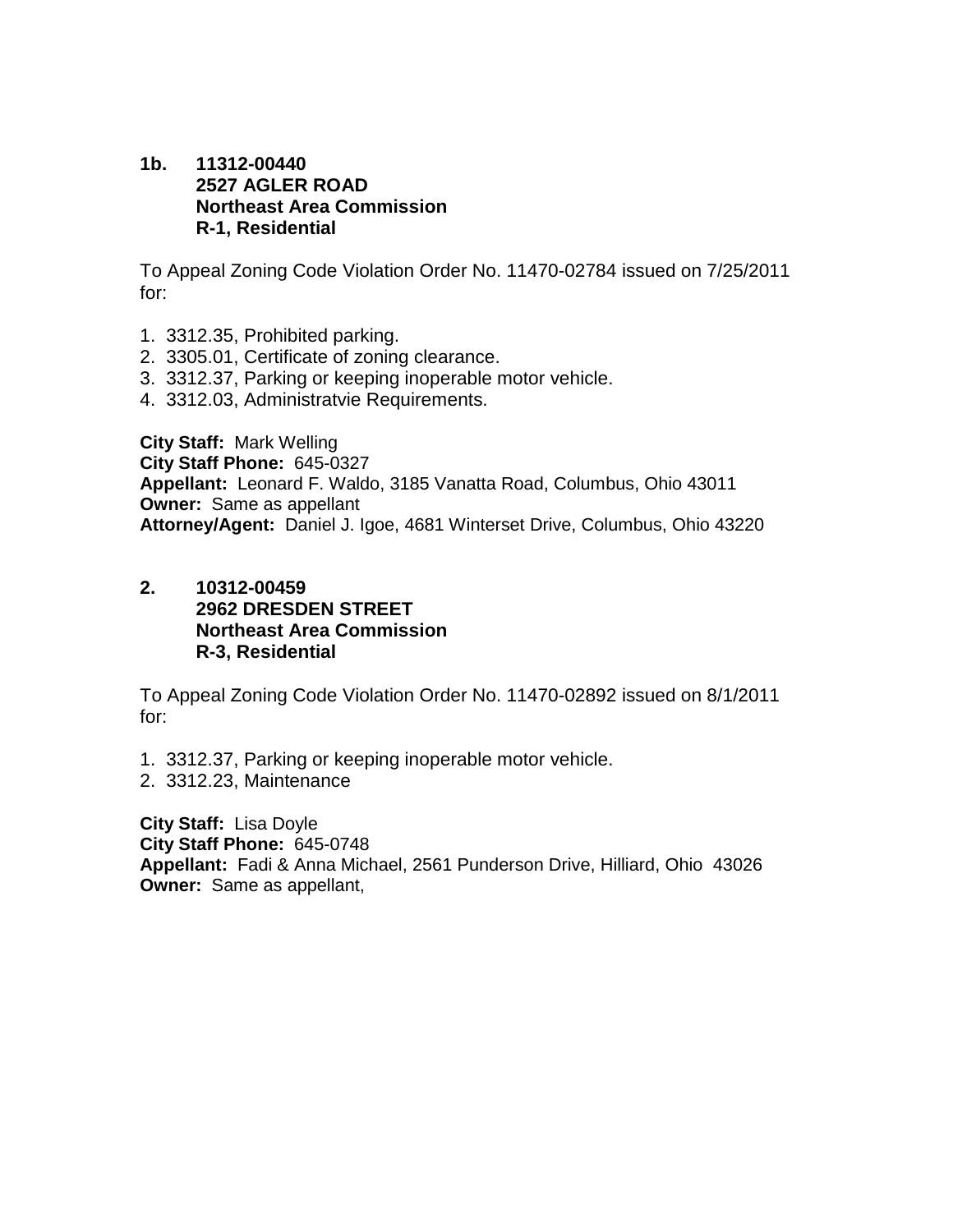**1b. 11312-00440**
**2527 AGLER ROAD**
**Northeast Area Commission**
**R-1, Residential**

To Appeal Zoning Code Violation Order No. 11470-02784 issued on 7/25/2011 for:

1. 3312.35, Prohibited parking.
2. 3305.01, Certificate of zoning clearance.
3. 3312.37, Parking or keeping inoperable motor vehicle.
4. 3312.03, Administratvie Requirements.

**City Staff:** Mark Welling
**City Staff Phone:** 645-0327
**Appellant:** Leonard F. Waldo, 3185 Vanatta Road, Columbus, Ohio 43011
**Owner:** Same as appellant
**Attorney/Agent:** Daniel J. Igoe, 4681 Winterset Drive, Columbus, Ohio 43220

**2. 10312-00459**
**2962 DRESDEN STREET**
**Northeast Area Commission**
**R-3, Residential**

To Appeal Zoning Code Violation Order No. 11470-02892 issued on 8/1/2011 for:

1. 3312.37, Parking or keeping inoperable motor vehicle.
2. 3312.23, Maintenance

**City Staff:** Lisa Doyle
**City Staff Phone:** 645-0748
**Appellant:** Fadi & Anna Michael, 2561 Punderson Drive, Hilliard, Ohio 43026
**Owner:** Same as appellant,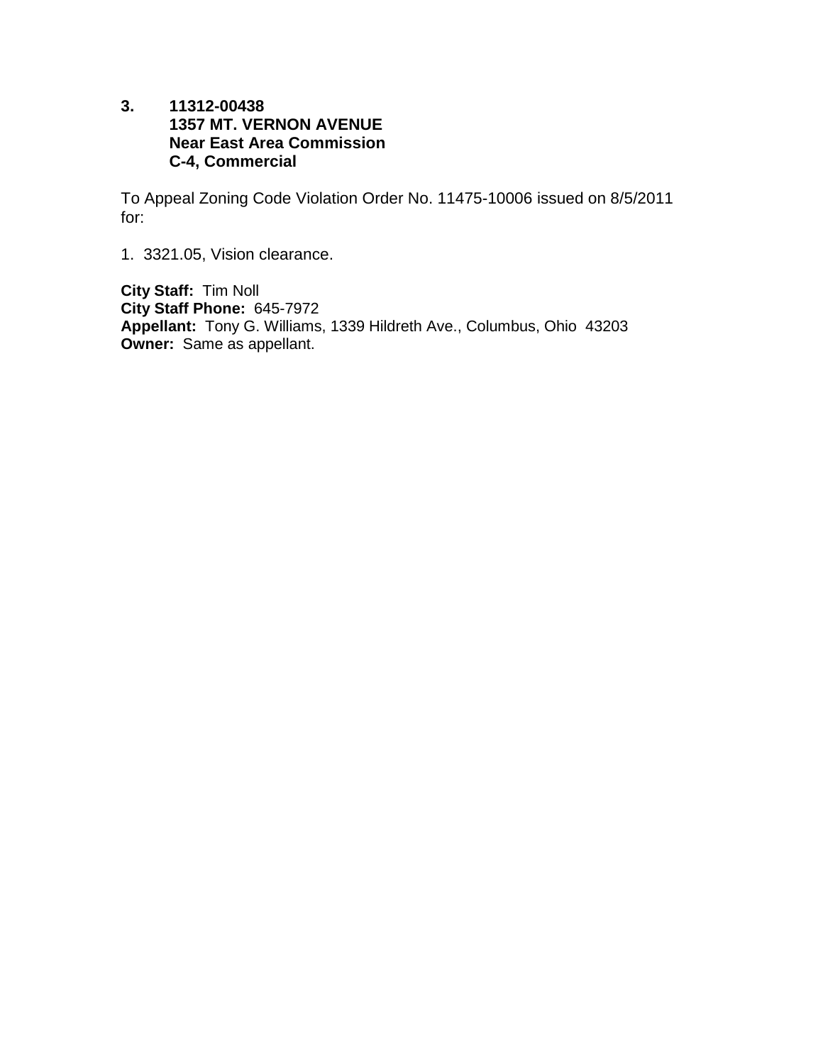**3. 11312-00438**
**1357 MT. VERNON AVENUE**
**Near East Area Commission**
**C-4, Commercial**

To Appeal Zoning Code Violation Order No. 11475-10006 issued on 8/5/2011 for:

1. 3321.05, Vision clearance.

**City Staff:** Tim Noll
**City Staff Phone:** 645-7972
**Appellant:** Tony G. Williams, 1339 Hildreth Ave., Columbus, Ohio 43203
**Owner:** Same as appellant.